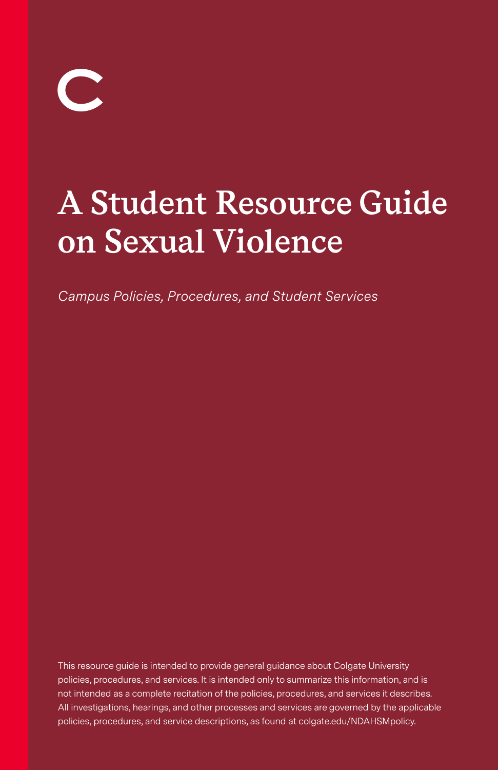# A Student Resource Guide on Sexual Violence

*Campus Policies, Procedures, and Student Services*

This resource guide is intended to provide general guidance about Colgate University policies, procedures, and services. It is intended only to summarize this information, and is not intended as a complete recitation of the policies, procedures, and services it describes. All investigations, hearings, and other processes and services are governed by the applicable policies, procedures, and service descriptions, as found at colgate.edu/NDAHSMpolicy.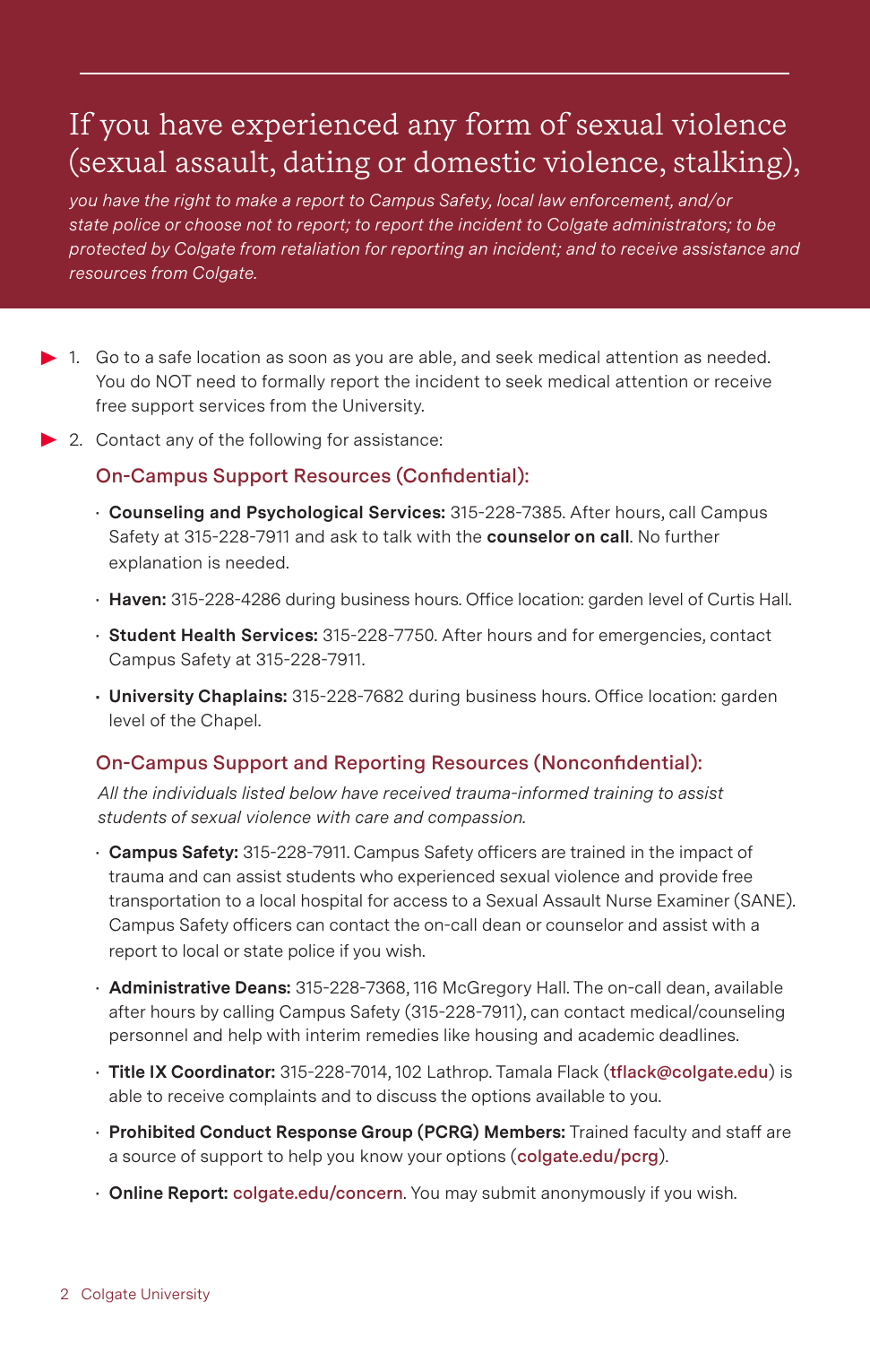# If you have experienced any form of sexual violence (sexual assault, dating or domestic violence, stalking),

*you have the right to make a report to Campus Safety, local law enforcement, and/or state police or choose not to report; to report the incident to Colgate administrators; to be protected by Colgate from retaliation for reporting an incident; and to receive assistance and resources from Colgate.*

1. Go to a safe location as soon as you are able, and seek medical attention as needed. You do NOT need to formally report the incident to seek medical attention or receive free support services from the University.
2. Contact any of the following for assistance:

### On-Campus Support Resources (Confidential):

- **Counseling and Psychological Services:** 315-228-7385. After hours, call Campus Safety at 315-228-7911 and ask to talk with the **counselor on call**. No further explanation is needed.
- **Haven:** 315-228-4286 during business hours. Office location: garden level of Curtis Hall.
- **Student Health Services:** 315-228-7750. After hours and for emergencies, contact Campus Safety at 315-228-7911.
- **University Chaplains:** 315-228-7682 during business hours. Office location: garden level of the Chapel.

### On-Campus Support and Reporting Resources (Nonconfidential):

*All the individuals listed below have received trauma-informed training to assist students of sexual violence with care and compassion.*

- **Campus Safety:** 315-228-7911. Campus Safety officers are trained in the impact of trauma and can assist students who experienced sexual violence and provide free transportation to a local hospital for access to a Sexual Assault Nurse Examiner (SANE). Campus Safety officers can contact the on-call dean or counselor and assist with a report to local or state police if you wish.
- **Administrative Deans:** 315-228-7368, 116 McGregory Hall. The on-call dean, available after hours by calling Campus Safety (315-228-7911), can contact medical/counseling personnel and help with interim remedies like housing and academic deadlines.
- **Title IX Coordinator:** 315-228-7014, 102 Lathrop. Tamala Flack (tflack@colgate.edu) is able to receive complaints and to discuss the options available to you.
- **Prohibited Conduct Response Group (PCRG) Members:** Trained faculty and staff are a source of support to help you know your options (colgate.edu/pcrg).
- **Online Report:** colgate.edu/concern. You may submit anonymously if you wish.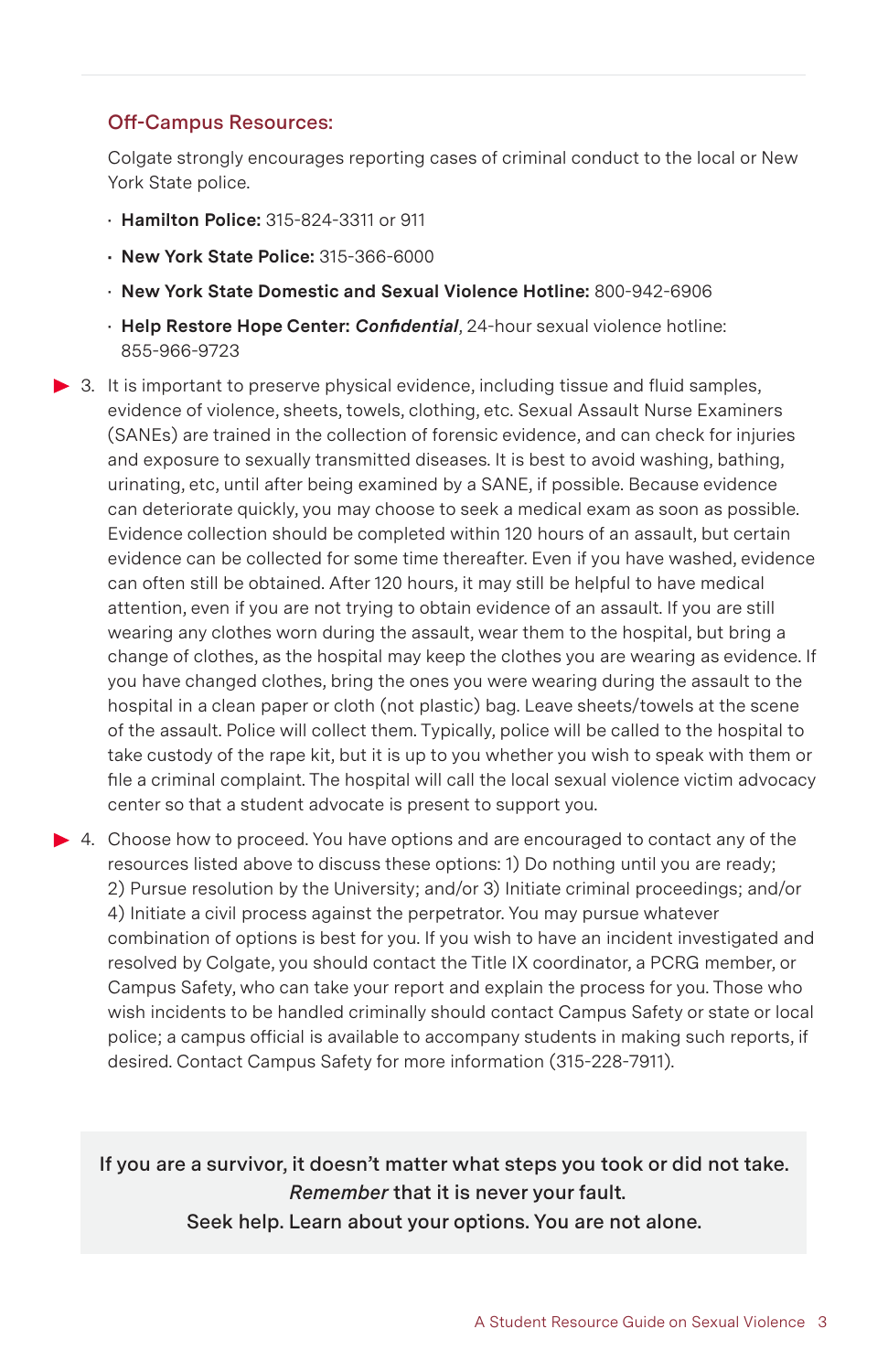## Off-Campus Resources:

Colgate strongly encourages reporting cases of criminal conduct to the local or New York State police.

- **Hamilton Police:** 315-824-3311 or 911
- **New York State Police:** 315-366-6000
- **New York State Domestic and Sexual Violence Hotline:** 800-942-6906
- **Help Restore Hope Center:** ***Confidential***, 24-hour sexual violence hotline: 855-966-9723

3. It is important to preserve physical evidence, including tissue and fluid samples, evidence of violence, sheets, towels, clothing, etc. Sexual Assault Nurse Examiners (SANEs) are trained in the collection of forensic evidence, and can check for injuries and exposure to sexually transmitted diseases. It is best to avoid washing, bathing, urinating, etc, until after being examined by a SANE, if possible. Because evidence can deteriorate quickly, you may choose to seek a medical exam as soon as possible. Evidence collection should be completed within 120 hours of an assault, but certain evidence can be collected for some time thereafter. Even if you have washed, evidence can often still be obtained. After 120 hours, it may still be helpful to have medical attention, even if you are not trying to obtain evidence of an assault. If you are still wearing any clothes worn during the assault, wear them to the hospital, but bring a change of clothes, as the hospital may keep the clothes you are wearing as evidence. If you have changed clothes, bring the ones you were wearing during the assault to the hospital in a clean paper or cloth (not plastic) bag. Leave sheets/towels at the scene of the assault. Police will collect them. Typically, police will be called to the hospital to take custody of the rape kit, but it is up to you whether you wish to speak with them or file a criminal complaint. The hospital will call the local sexual violence victim advocacy center so that a student advocate is present to support you.

4. Choose how to proceed. You have options and are encouraged to contact any of the resources listed above to discuss these options: 1) Do nothing until you are ready; 2) Pursue resolution by the University; and/or 3) Initiate criminal proceedings; and/or 4) Initiate a civil process against the perpetrator. You may pursue whatever combination of options is best for you. If you wish to have an incident investigated and resolved by Colgate, you should contact the Title IX coordinator, a PCRG member, or Campus Safety, who can take your report and explain the process for you. Those who wish incidents to be handled criminally should contact Campus Safety or state or local police; a campus official is available to accompany students in making such reports, if desired. Contact Campus Safety for more information (315-228-7911).

If you are a survivor, it doesn't matter what steps you took or did not take.
*Remember* that it is never your fault.
Seek help. Learn about your options. You are not alone.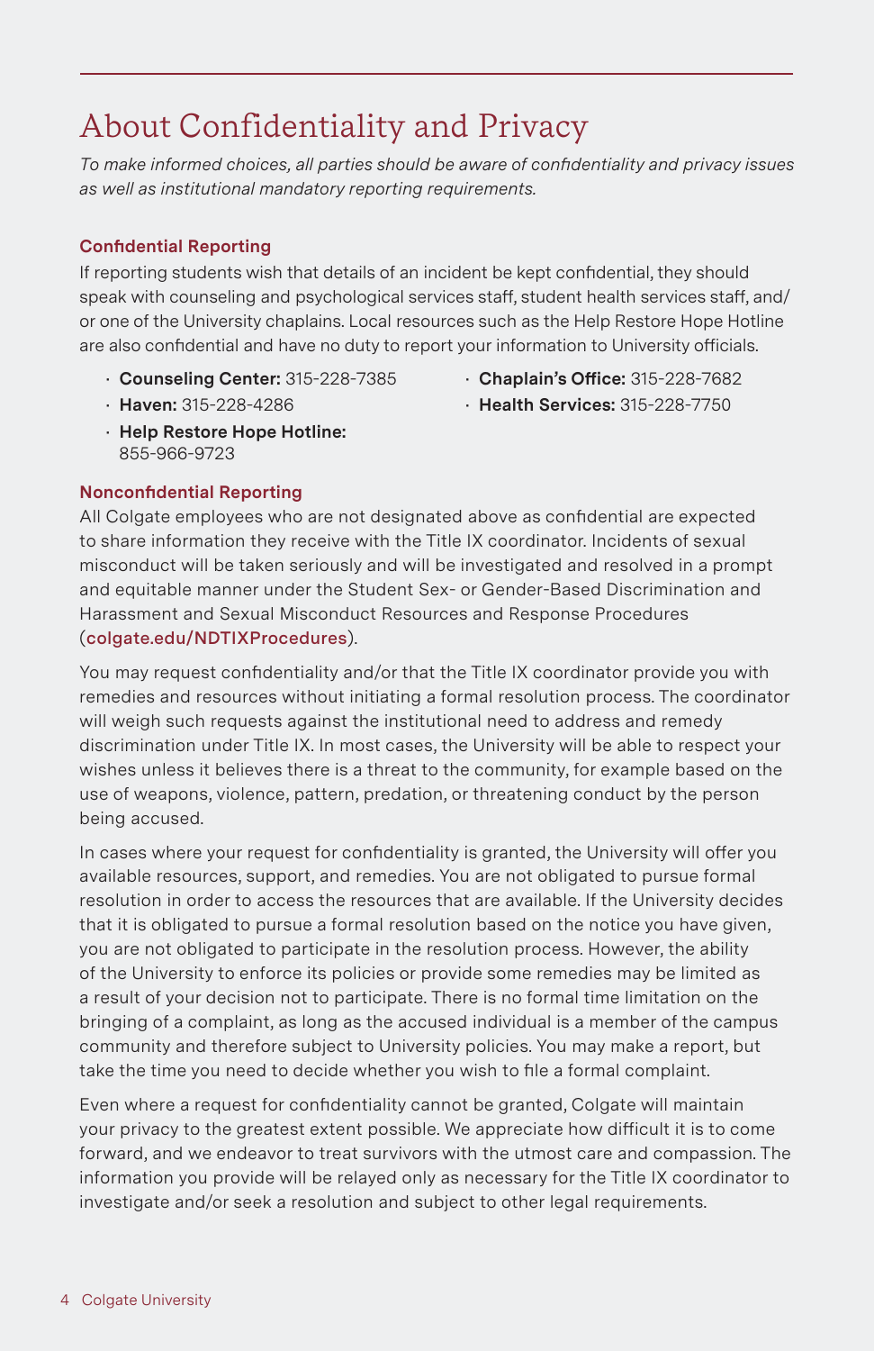# About Confidentiality and Privacy

*To make informed choices, all parties should be aware of confidentiality and privacy issues as well as institutional mandatory reporting requirements.*

### Confidential Reporting

If reporting students wish that details of an incident be kept confidential, they should speak with counseling and psychological services staff, student health services staff, and/or one of the University chaplains. Local resources such as the Help Restore Hope Hotline are also confidential and have no duty to report your information to University officials.

- **Counseling Center:** 315-228-7385
- **Haven:** 315-228-4286
- **Help Restore Hope Hotline:** 855-966-9723
- **Chaplain's Office:** 315-228-7682
- **Health Services:** 315-228-7750

### Nonconfidential Reporting

All Colgate employees who are not designated above as confidential are expected to share information they receive with the Title IX coordinator. Incidents of sexual misconduct will be taken seriously and will be investigated and resolved in a prompt and equitable manner under the Student Sex- or Gender-Based Discrimination and Harassment and Sexual Misconduct Resources and Response Procedures (colgate.edu/NDTIXProcedures).

You may request confidentiality and/or that the Title IX coordinator provide you with remedies and resources without initiating a formal resolution process. The coordinator will weigh such requests against the institutional need to address and remedy discrimination under Title IX. In most cases, the University will be able to respect your wishes unless it believes there is a threat to the community, for example based on the use of weapons, violence, pattern, predation, or threatening conduct by the person being accused.

In cases where your request for confidentiality is granted, the University will offer you available resources, support, and remedies. You are not obligated to pursue formal resolution in order to access the resources that are available. If the University decides that it is obligated to pursue a formal resolution based on the notice you have given, you are not obligated to participate in the resolution process. However, the ability of the University to enforce its policies or provide some remedies may be limited as a result of your decision not to participate. There is no formal time limitation on the bringing of a complaint, as long as the accused individual is a member of the campus community and therefore subject to University policies. You may make a report, but take the time you need to decide whether you wish to file a formal complaint.

Even where a request for confidentiality cannot be granted, Colgate will maintain your privacy to the greatest extent possible. We appreciate how difficult it is to come forward, and we endeavor to treat survivors with the utmost care and compassion. The information you provide will be relayed only as necessary for the Title IX coordinator to investigate and/or seek a resolution and subject to other legal requirements.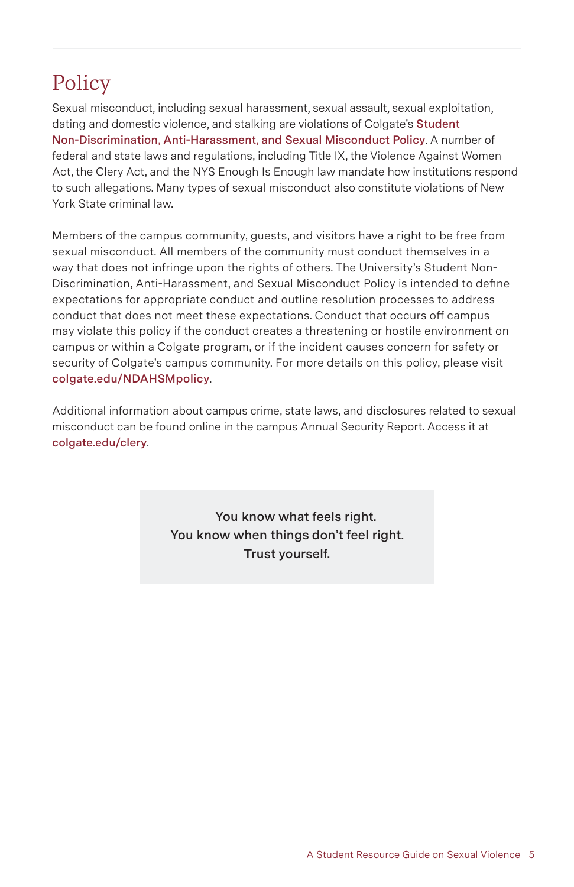# Policy

Sexual misconduct, including sexual harassment, sexual assault, sexual exploitation, dating and domestic violence, and stalking are violations of Colgate's **Student Non-Discrimination, Anti-Harassment, and Sexual Misconduct Policy**. A number of federal and state laws and regulations, including Title IX, the Violence Against Women Act, the Clery Act, and the NYS Enough Is Enough law mandate how institutions respond to such allegations. Many types of sexual misconduct also constitute violations of New York State criminal law.

Members of the campus community, guests, and visitors have a right to be free from sexual misconduct. All members of the community must conduct themselves in a way that does not infringe upon the rights of others. The University's Student Non-Discrimination, Anti-Harassment, and Sexual Misconduct Policy is intended to define expectations for appropriate conduct and outline resolution processes to address conduct that does not meet these expectations. Conduct that occurs off campus may violate this policy if the conduct creates a threatening or hostile environment on campus or within a Colgate program, or if the incident causes concern for safety or security of Colgate's campus community. For more details on this policy, please visit **colgate.edu/NDAHSMpolicy**.

Additional information about campus crime, state laws, and disclosures related to sexual misconduct can be found online in the campus Annual Security Report. Access it at **colgate.edu/clery**.

You know what feels right.
You know when things don't feel right.
Trust yourself.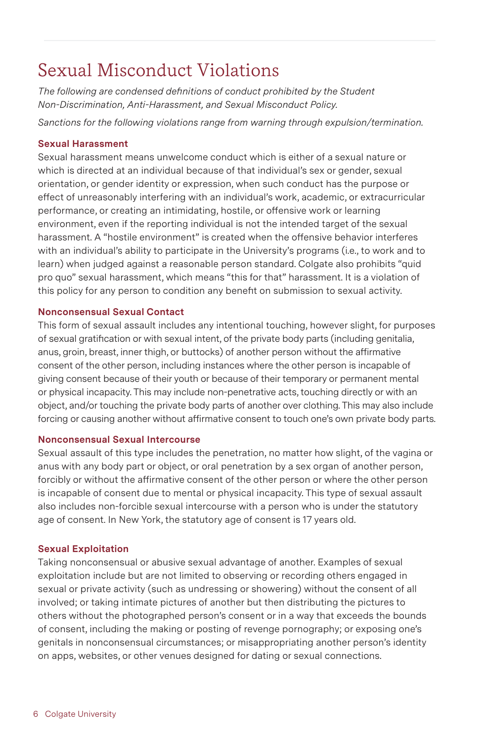# Sexual Misconduct Violations

*The following are condensed definitions of conduct prohibited by the Student Non-Discrimination, Anti-Harassment, and Sexual Misconduct Policy.*

*Sanctions for the following violations range from warning through expulsion/termination.*

### Sexual Harassment

Sexual harassment means unwelcome conduct which is either of a sexual nature or which is directed at an individual because of that individual's sex or gender, sexual orientation, or gender identity or expression, when such conduct has the purpose or effect of unreasonably interfering with an individual's work, academic, or extracurricular performance, or creating an intimidating, hostile, or offensive work or learning environment, even if the reporting individual is not the intended target of the sexual harassment. A "hostile environment" is created when the offensive behavior interferes with an individual's ability to participate in the University's programs (i.e., to work and to learn) when judged against a reasonable person standard. Colgate also prohibits "quid pro quo" sexual harassment, which means "this for that" harassment. It is a violation of this policy for any person to condition any benefit on submission to sexual activity.

### Nonconsensual Sexual Contact

This form of sexual assault includes any intentional touching, however slight, for purposes of sexual gratification or with sexual intent, of the private body parts (including genitalia, anus, groin, breast, inner thigh, or buttocks) of another person without the affirmative consent of the other person, including instances where the other person is incapable of giving consent because of their youth or because of their temporary or permanent mental or physical incapacity. This may include non-penetrative acts, touching directly or with an object, and/or touching the private body parts of another over clothing. This may also include forcing or causing another without affirmative consent to touch one's own private body parts.

### Nonconsensual Sexual Intercourse

Sexual assault of this type includes the penetration, no matter how slight, of the vagina or anus with any body part or object, or oral penetration by a sex organ of another person, forcibly or without the affirmative consent of the other person or where the other person is incapable of consent due to mental or physical incapacity. This type of sexual assault also includes non-forcible sexual intercourse with a person who is under the statutory age of consent. In New York, the statutory age of consent is 17 years old.

### Sexual Exploitation

Taking nonconsensual or abusive sexual advantage of another. Examples of sexual exploitation include but are not limited to observing or recording others engaged in sexual or private activity (such as undressing or showering) without the consent of all involved; or taking intimate pictures of another but then distributing the pictures to others without the photographed person's consent or in a way that exceeds the bounds of consent, including the making or posting of revenge pornography; or exposing one's genitals in nonconsensual circumstances; or misappropriating another person's identity on apps, websites, or other venues designed for dating or sexual connections.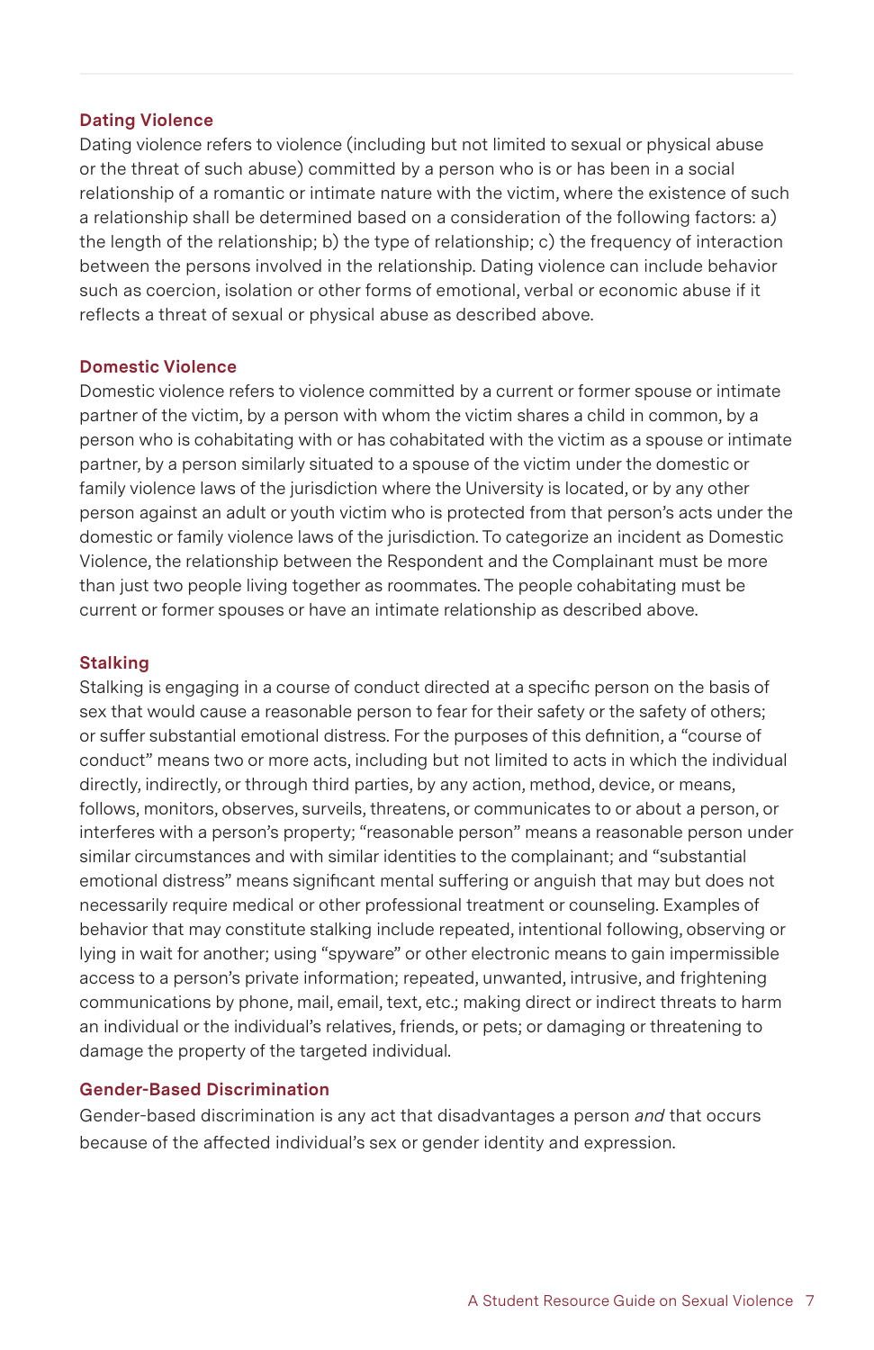### Dating Violence

Dating violence refers to violence (including but not limited to sexual or physical abuse or the threat of such abuse) committed by a person who is or has been in a social relationship of a romantic or intimate nature with the victim, where the existence of such a relationship shall be determined based on a consideration of the following factors: a) the length of the relationship; b) the type of relationship; c) the frequency of interaction between the persons involved in the relationship. Dating violence can include behavior such as coercion, isolation or other forms of emotional, verbal or economic abuse if it reflects a threat of sexual or physical abuse as described above.

### Domestic Violence

Domestic violence refers to violence committed by a current or former spouse or intimate partner of the victim, by a person with whom the victim shares a child in common, by a person who is cohabitating with or has cohabitated with the victim as a spouse or intimate partner, by a person similarly situated to a spouse of the victim under the domestic or family violence laws of the jurisdiction where the University is located, or by any other person against an adult or youth victim who is protected from that person's acts under the domestic or family violence laws of the jurisdiction. To categorize an incident as Domestic Violence, the relationship between the Respondent and the Complainant must be more than just two people living together as roommates. The people cohabitating must be current or former spouses or have an intimate relationship as described above.

### Stalking

Stalking is engaging in a course of conduct directed at a specific person on the basis of sex that would cause a reasonable person to fear for their safety or the safety of others; or suffer substantial emotional distress. For the purposes of this definition, a "course of conduct" means two or more acts, including but not limited to acts in which the individual directly, indirectly, or through third parties, by any action, method, device, or means, follows, monitors, observes, surveils, threatens, or communicates to or about a person, or interferes with a person's property; "reasonable person" means a reasonable person under similar circumstances and with similar identities to the complainant; and "substantial emotional distress" means significant mental suffering or anguish that may but does not necessarily require medical or other professional treatment or counseling. Examples of behavior that may constitute stalking include repeated, intentional following, observing or lying in wait for another; using "spyware" or other electronic means to gain impermissible access to a person's private information; repeated, unwanted, intrusive, and frightening communications by phone, mail, email, text, etc.; making direct or indirect threats to harm an individual or the individual's relatives, friends, or pets; or damaging or threatening to damage the property of the targeted individual.

### Gender-Based Discrimination

Gender-based discrimination is any act that disadvantages a person *and* that occurs because of the affected individual's sex or gender identity and expression.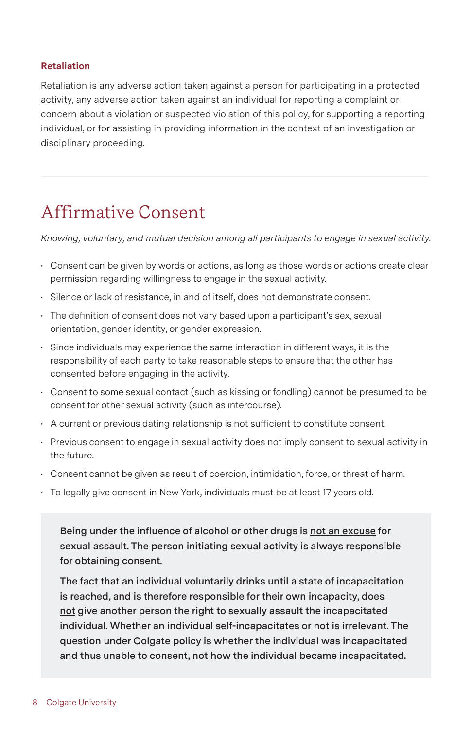### Retaliation

Retaliation is any adverse action taken against a person for participating in a protected activity, any adverse action taken against an individual for reporting a complaint or concern about a violation or suspected violation of this policy, for supporting a reporting individual, or for assisting in providing information in the context of an investigation or disciplinary proceeding.

---

## Affirmative Consent

*Knowing, voluntary, and mutual decision among all participants to engage in sexual activity.*

- Consent can be given by words or actions, as long as those words or actions create clear permission regarding willingness to engage in the sexual activity.
- Silence or lack of resistance, in and of itself, does not demonstrate consent.
- The definition of consent does not vary based upon a participant's sex, sexual orientation, gender identity, or gender expression.
- Since individuals may experience the same interaction in different ways, it is the responsibility of each party to take reasonable steps to ensure that the other has consented before engaging in the activity.
- Consent to some sexual contact (such as kissing or fondling) cannot be presumed to be consent for other sexual activity (such as intercourse).
- A current or previous dating relationship is not sufficient to constitute consent.
- Previous consent to engage in sexual activity does not imply consent to sexual activity in the future.
- Consent cannot be given as result of coercion, intimidation, force, or threat of harm.
- To legally give consent in New York, individuals must be at least 17 years old.

Being under the influence of alcohol or other drugs is not an excuse for sexual assault. The person initiating sexual activity is always responsible for obtaining consent.

The fact that an individual voluntarily drinks until a state of incapacitation is reached, and is therefore responsible for their own incapacity, does not give another person the right to sexually assault the incapacitated individual. Whether an individual self-incapacitates or not is irrelevant. The question under Colgate policy is whether the individual was incapacitated and thus unable to consent, not how the individual became incapacitated.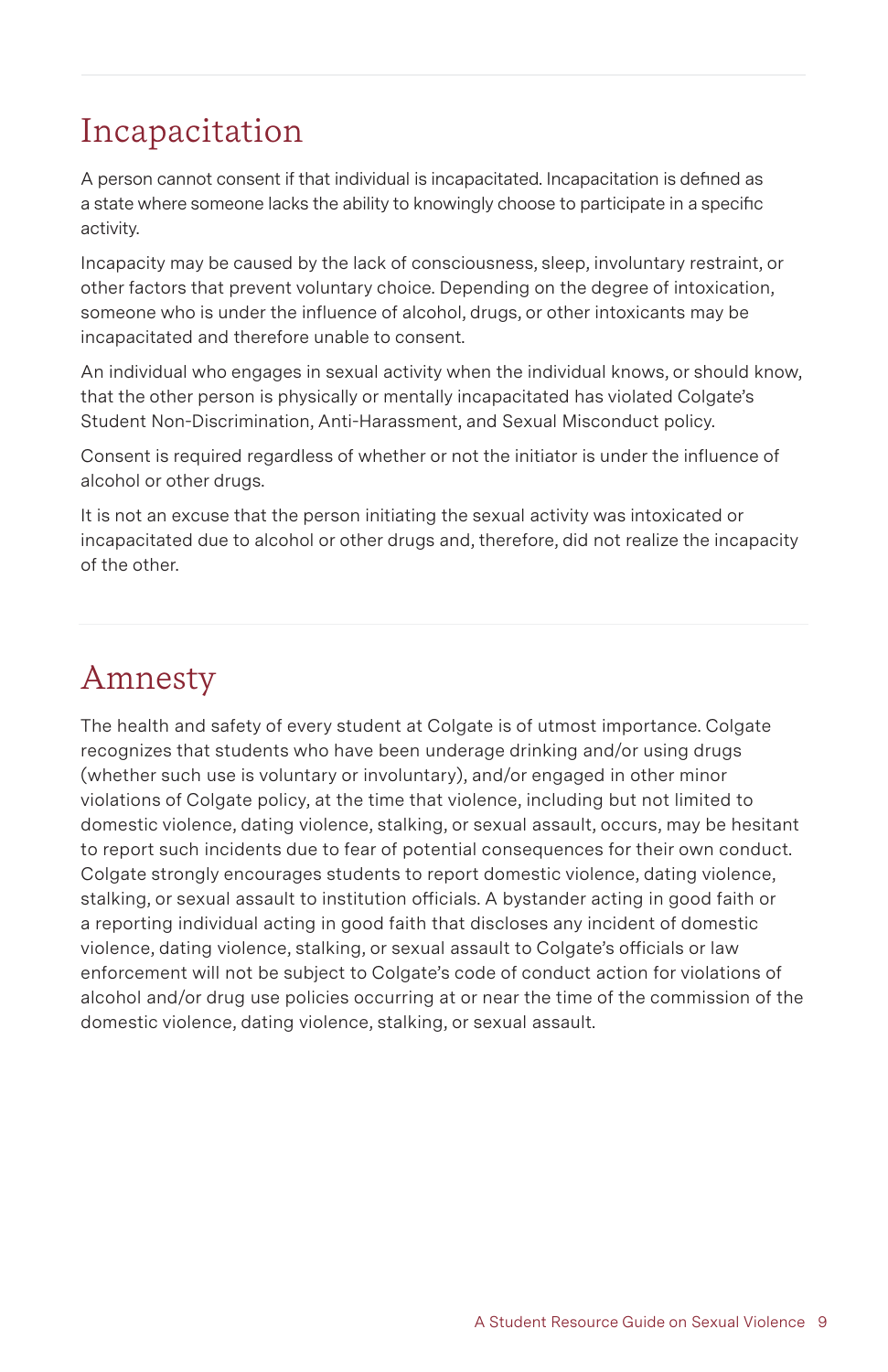## Incapacitation

A person cannot consent if that individual is incapacitated. Incapacitation is defined as a state where someone lacks the ability to knowingly choose to participate in a specific activity.

Incapacity may be caused by the lack of consciousness, sleep, involuntary restraint, or other factors that prevent voluntary choice. Depending on the degree of intoxication, someone who is under the influence of alcohol, drugs, or other intoxicants may be incapacitated and therefore unable to consent.

An individual who engages in sexual activity when the individual knows, or should know, that the other person is physically or mentally incapacitated has violated Colgate's Student Non-Discrimination, Anti-Harassment, and Sexual Misconduct policy.

Consent is required regardless of whether or not the initiator is under the influence of alcohol or other drugs.

It is not an excuse that the person initiating the sexual activity was intoxicated or incapacitated due to alcohol or other drugs and, therefore, did not realize the incapacity of the other.

## Amnesty

The health and safety of every student at Colgate is of utmost importance. Colgate recognizes that students who have been underage drinking and/or using drugs (whether such use is voluntary or involuntary), and/or engaged in other minor violations of Colgate policy, at the time that violence, including but not limited to domestic violence, dating violence, stalking, or sexual assault, occurs, may be hesitant to report such incidents due to fear of potential consequences for their own conduct. Colgate strongly encourages students to report domestic violence, dating violence, stalking, or sexual assault to institution officials. A bystander acting in good faith or a reporting individual acting in good faith that discloses any incident of domestic violence, dating violence, stalking, or sexual assault to Colgate's officials or law enforcement will not be subject to Colgate's code of conduct action for violations of alcohol and/or drug use policies occurring at or near the time of the commission of the domestic violence, dating violence, stalking, or sexual assault.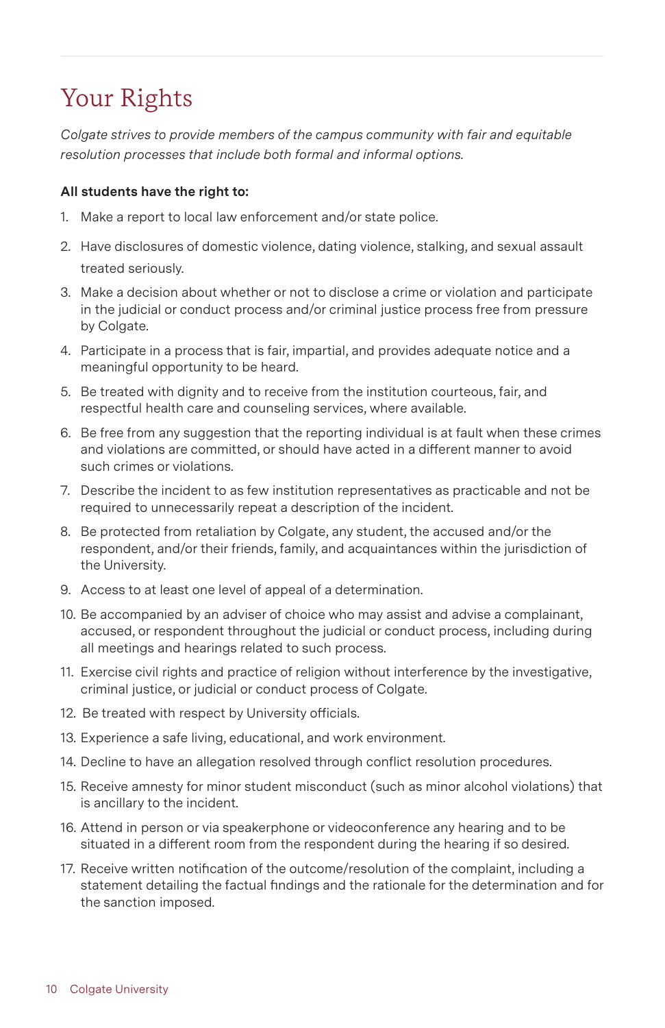# Your Rights

*Colgate strives to provide members of the campus community with fair and equitable resolution processes that include both formal and informal options.*

**All students have the right to:**

1. Make a report to local law enforcement and/or state police.
2. Have disclosures of domestic violence, dating violence, stalking, and sexual assault treated seriously.
3. Make a decision about whether or not to disclose a crime or violation and participate in the judicial or conduct process and/or criminal justice process free from pressure by Colgate.
4. Participate in a process that is fair, impartial, and provides adequate notice and a meaningful opportunity to be heard.
5. Be treated with dignity and to receive from the institution courteous, fair, and respectful health care and counseling services, where available.
6. Be free from any suggestion that the reporting individual is at fault when these crimes and violations are committed, or should have acted in a different manner to avoid such crimes or violations.
7. Describe the incident to as few institution representatives as practicable and not be required to unnecessarily repeat a description of the incident.
8. Be protected from retaliation by Colgate, any student, the accused and/or the respondent, and/or their friends, family, and acquaintances within the jurisdiction of the University.
9. Access to at least one level of appeal of a determination.
10. Be accompanied by an adviser of choice who may assist and advise a complainant, accused, or respondent throughout the judicial or conduct process, including during all meetings and hearings related to such process.
11. Exercise civil rights and practice of religion without interference by the investigative, criminal justice, or judicial or conduct process of Colgate.
12. Be treated with respect by University officials.
13. Experience a safe living, educational, and work environment.
14. Decline to have an allegation resolved through conflict resolution procedures.
15. Receive amnesty for minor student misconduct (such as minor alcohol violations) that is ancillary to the incident.
16. Attend in person or via speakerphone or videoconference any hearing and to be situated in a different room from the respondent during the hearing if so desired.
17. Receive written notification of the outcome/resolution of the complaint, including a statement detailing the factual findings and the rationale for the determination and for the sanction imposed.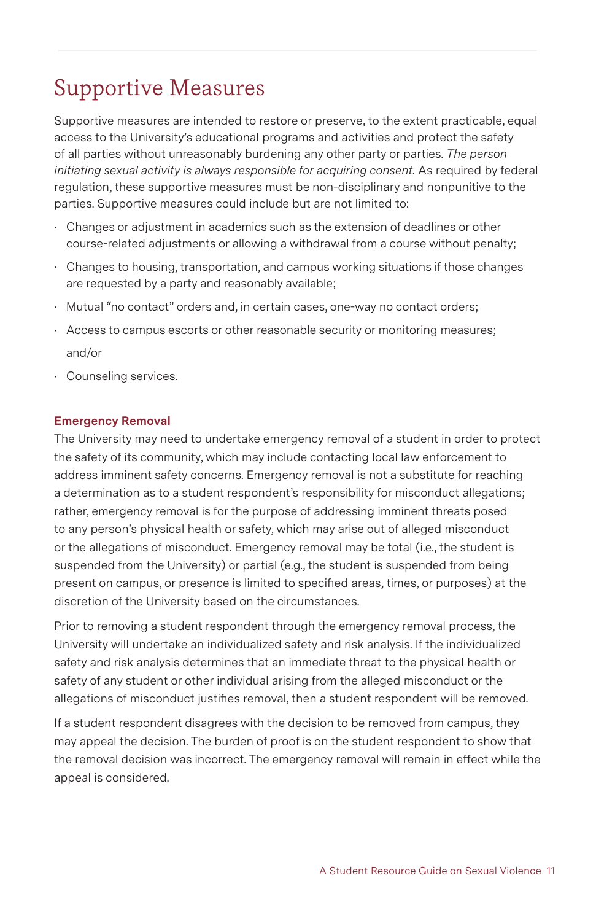# Supportive Measures

Supportive measures are intended to restore or preserve, to the extent practicable, equal access to the University's educational programs and activities and protect the safety of all parties without unreasonably burdening any other party or parties. *The person initiating sexual activity is always responsible for acquiring consent.* As required by federal regulation, these supportive measures must be non-disciplinary and nonpunitive to the parties. Supportive measures could include but are not limited to:

- Changes or adjustment in academics such as the extension of deadlines or other course-related adjustments or allowing a withdrawal from a course without penalty;
- Changes to housing, transportation, and campus working situations if those changes are requested by a party and reasonably available;
- Mutual "no contact" orders and, in certain cases, one-way no contact orders;
- Access to campus escorts or other reasonable security or monitoring measures; and/or
- Counseling services.

### Emergency Removal

The University may need to undertake emergency removal of a student in order to protect the safety of its community, which may include contacting local law enforcement to address imminent safety concerns. Emergency removal is not a substitute for reaching a determination as to a student respondent's responsibility for misconduct allegations; rather, emergency removal is for the purpose of addressing imminent threats posed to any person's physical health or safety, which may arise out of alleged misconduct or the allegations of misconduct. Emergency removal may be total (i.e., the student is suspended from the University) or partial (e.g., the student is suspended from being present on campus, or presence is limited to specified areas, times, or purposes) at the discretion of the University based on the circumstances.

Prior to removing a student respondent through the emergency removal process, the University will undertake an individualized safety and risk analysis. If the individualized safety and risk analysis determines that an immediate threat to the physical health or safety of any student or other individual arising from the alleged misconduct or the allegations of misconduct justifies removal, then a student respondent will be removed.

If a student respondent disagrees with the decision to be removed from campus, they may appeal the decision. The burden of proof is on the student respondent to show that the removal decision was incorrect. The emergency removal will remain in effect while the appeal is considered.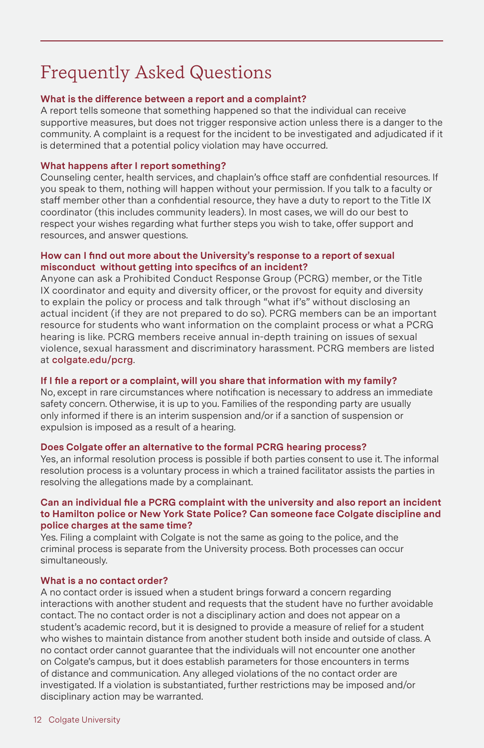# Frequently Asked Questions

**What is the difference between a report and a complaint?**

A report tells someone that something happened so that the individual can receive supportive measures, but does not trigger responsive action unless there is a danger to the community. A complaint is a request for the incident to be investigated and adjudicated if it is determined that a potential policy violation may have occurred.

**What happens after I report something?**

Counseling center, health services, and chaplain's office staff are confidential resources. If you speak to them, nothing will happen without your permission. If you talk to a faculty or staff member other than a confidential resource, they have a duty to report to the Title IX coordinator (this includes community leaders). In most cases, we will do our best to respect your wishes regarding what further steps you wish to take, offer support and resources, and answer questions.

**How can I find out more about the University's response to a report of sexual misconduct without getting into specifics of an incident?**

Anyone can ask a Prohibited Conduct Response Group (PCRG) member, or the Title IX coordinator and equity and diversity officer, or the provost for equity and diversity to explain the policy or process and talk through "what if's" without disclosing an actual incident (if they are not prepared to do so). PCRG members can be an important resource for students who want information on the complaint process or what a PCRG hearing is like. PCRG members receive annual in-depth training on issues of sexual violence, sexual harassment and discriminatory harassment. PCRG members are listed at colgate.edu/pcrg.

**If I file a report or a complaint, will you share that information with my family?**

No, except in rare circumstances where notification is necessary to address an immediate safety concern. Otherwise, it is up to you. Families of the responding party are usually only informed if there is an interim suspension and/or if a sanction of suspension or expulsion is imposed as a result of a hearing.

**Does Colgate offer an alternative to the formal PCRG hearing process?**

Yes, an informal resolution process is possible if both parties consent to use it. The informal resolution process is a voluntary process in which a trained facilitator assists the parties in resolving the allegations made by a complainant.

**Can an individual file a PCRG complaint with the university and also report an incident to Hamilton police or New York State Police? Can someone face Colgate discipline and police charges at the same time?**

Yes. Filing a complaint with Colgate is not the same as going to the police, and the criminal process is separate from the University process. Both processes can occur simultaneously.

**What is a no contact order?**

A no contact order is issued when a student brings forward a concern regarding interactions with another student and requests that the student have no further avoidable contact. The no contact order is not a disciplinary action and does not appear on a student's academic record, but it is designed to provide a measure of relief for a student who wishes to maintain distance from another student both inside and outside of class. A no contact order cannot guarantee that the individuals will not encounter one another on Colgate's campus, but it does establish parameters for those encounters in terms of distance and communication. Any alleged violations of the no contact order are investigated. If a violation is substantiated, further restrictions may be imposed and/or disciplinary action may be warranted.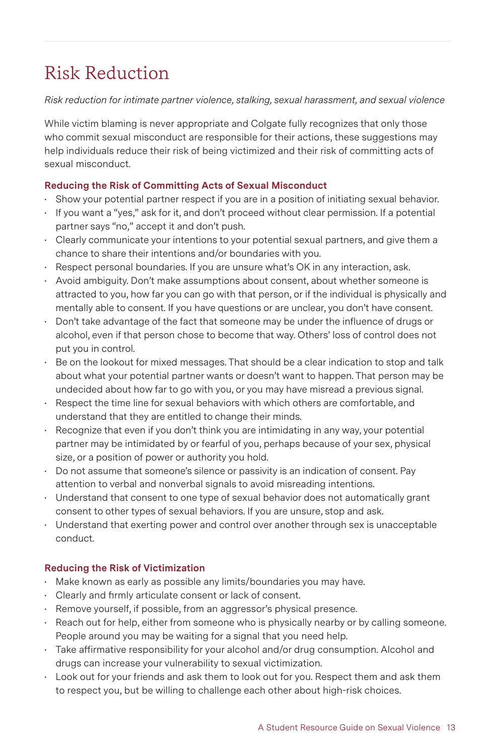# Risk Reduction

*Risk reduction for intimate partner violence, stalking, sexual harassment, and sexual violence*

While victim blaming is never appropriate and Colgate fully recognizes that only those who commit sexual misconduct are responsible for their actions, these suggestions may help individuals reduce their risk of being victimized and their risk of committing acts of sexual misconduct.

### Reducing the Risk of Committing Acts of Sexual Misconduct

- Show your potential partner respect if you are in a position of initiating sexual behavior.
- If you want a "yes," ask for it, and don't proceed without clear permission. If a potential partner says "no," accept it and don't push.
- Clearly communicate your intentions to your potential sexual partners, and give them a chance to share their intentions and/or boundaries with you.
- Respect personal boundaries. If you are unsure what's OK in any interaction, ask.
- Avoid ambiguity. Don't make assumptions about consent, about whether someone is attracted to you, how far you can go with that person, or if the individual is physically and mentally able to consent. If you have questions or are unclear, you don't have consent.
- Don't take advantage of the fact that someone may be under the influence of drugs or alcohol, even if that person chose to become that way. Others' loss of control does not put you in control.
- Be on the lookout for mixed messages. That should be a clear indication to stop and talk about what your potential partner wants or doesn't want to happen. That person may be undecided about how far to go with you, or you may have misread a previous signal.
- Respect the time line for sexual behaviors with which others are comfortable, and understand that they are entitled to change their minds.
- Recognize that even if you don't think you are intimidating in any way, your potential partner may be intimidated by or fearful of you, perhaps because of your sex, physical size, or a position of power or authority you hold.
- Do not assume that someone's silence or passivity is an indication of consent. Pay attention to verbal and nonverbal signals to avoid misreading intentions.
- Understand that consent to one type of sexual behavior does not automatically grant consent to other types of sexual behaviors. If you are unsure, stop and ask.
- Understand that exerting power and control over another through sex is unacceptable conduct.

### Reducing the Risk of Victimization

- Make known as early as possible any limits/boundaries you may have.
- Clearly and firmly articulate consent or lack of consent.
- Remove yourself, if possible, from an aggressor's physical presence.
- Reach out for help, either from someone who is physically nearby or by calling someone. People around you may be waiting for a signal that you need help.
- Take affirmative responsibility for your alcohol and/or drug consumption. Alcohol and drugs can increase your vulnerability to sexual victimization.
- Look out for your friends and ask them to look out for you. Respect them and ask them to respect you, but be willing to challenge each other about high-risk choices.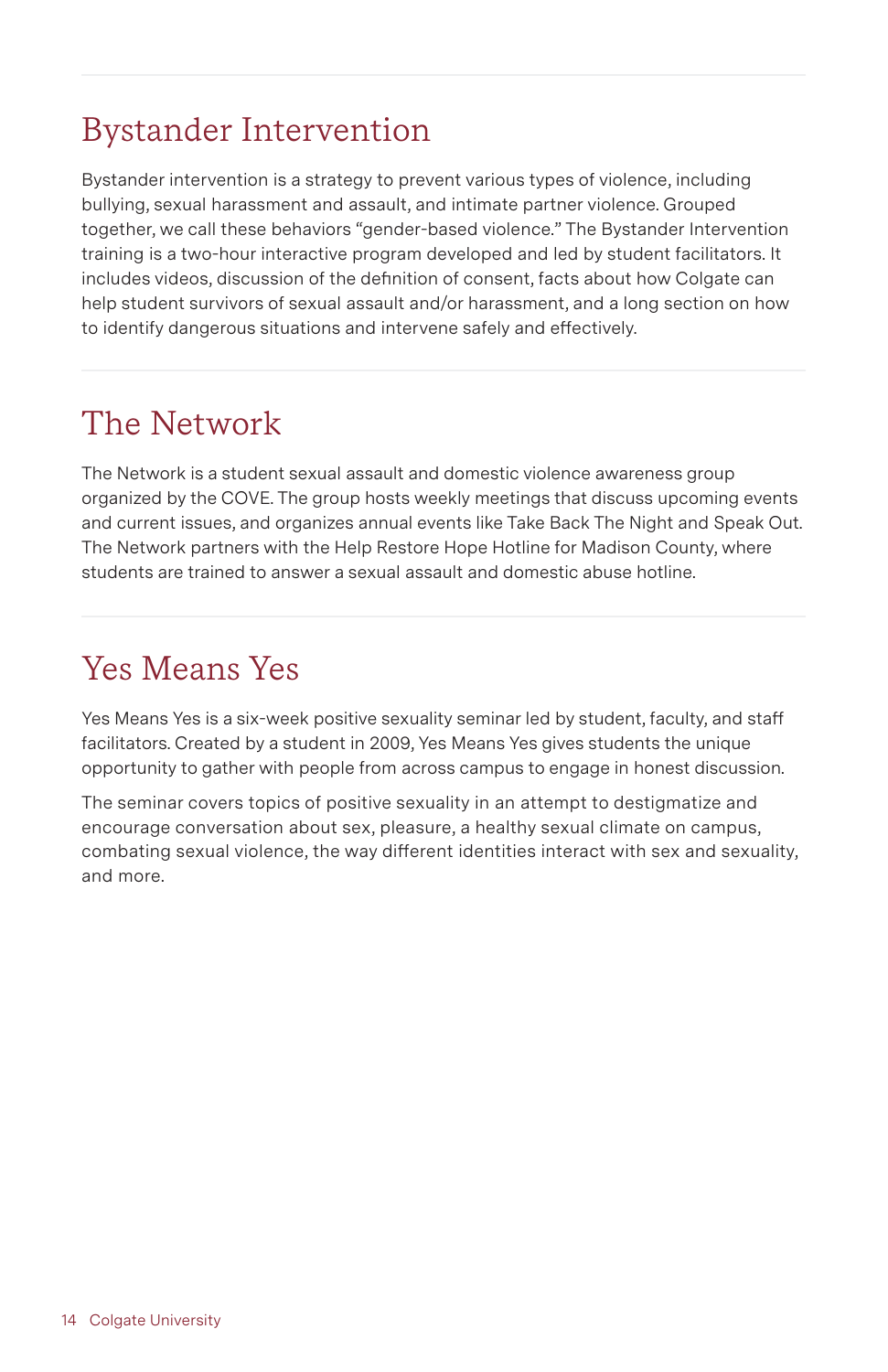## Bystander Intervention

Bystander intervention is a strategy to prevent various types of violence, including bullying, sexual harassment and assault, and intimate partner violence. Grouped together, we call these behaviors "gender-based violence." The Bystander Intervention training is a two-hour interactive program developed and led by student facilitators. It includes videos, discussion of the definition of consent, facts about how Colgate can help student survivors of sexual assault and/or harassment, and a long section on how to identify dangerous situations and intervene safely and effectively.

## The Network

The Network is a student sexual assault and domestic violence awareness group organized by the COVE. The group hosts weekly meetings that discuss upcoming events and current issues, and organizes annual events like Take Back The Night and Speak Out. The Network partners with the Help Restore Hope Hotline for Madison County, where students are trained to answer a sexual assault and domestic abuse hotline.

## Yes Means Yes

Yes Means Yes is a six-week positive sexuality seminar led by student, faculty, and staff facilitators. Created by a student in 2009, Yes Means Yes gives students the unique opportunity to gather with people from across campus to engage in honest discussion.

The seminar covers topics of positive sexuality in an attempt to destigmatize and encourage conversation about sex, pleasure, a healthy sexual climate on campus, combating sexual violence, the way different identities interact with sex and sexuality, and more.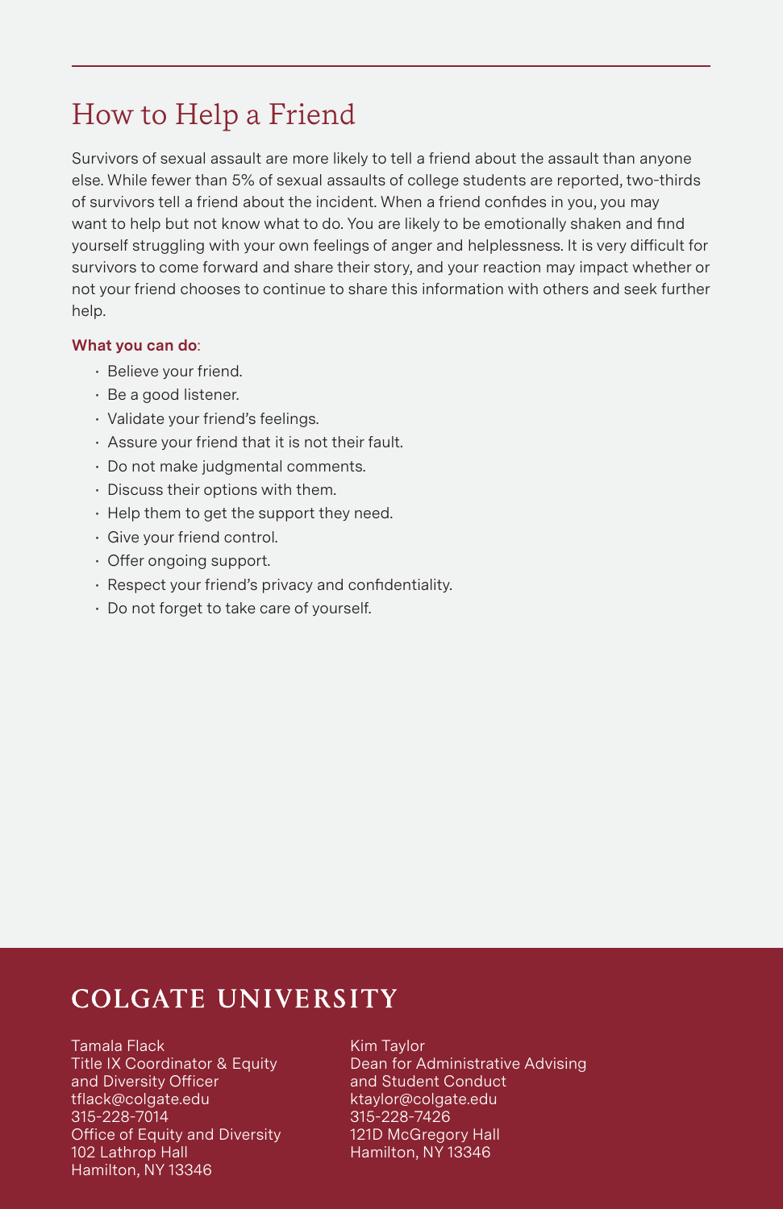## How to Help a Friend

Survivors of sexual assault are more likely to tell a friend about the assault than anyone else. While fewer than 5% of sexual assaults of college students are reported, two-thirds of survivors tell a friend about the incident. When a friend confides in you, you may want to help but not know what to do. You are likely to be emotionally shaken and find yourself struggling with your own feelings of anger and helplessness. It is very difficult for survivors to come forward and share their story, and your reaction may impact whether or not your friend chooses to continue to share this information with others and seek further help.

**What you can do**:

- Believe your friend.
- Be a good listener.
- Validate your friend's feelings.
- Assure your friend that it is not their fault.
- Do not make judgmental comments.
- Discuss their options with them.
- Help them to get the support they need.
- Give your friend control.
- Offer ongoing support.
- Respect your friend's privacy and confidentiality.
- Do not forget to take care of yourself.

**COLGATE UNIVERSITY**

Tamala Flack
Title IX Coordinator & Equity and Diversity Officer
tflack@colgate.edu
315-228-7014
Office of Equity and Diversity
102 Lathrop Hall
Hamilton, NY 13346

Kim Taylor
Dean for Administrative Advising and Student Conduct
ktaylor@colgate.edu
315-228-7426
121D McGregory Hall
Hamilton, NY 13346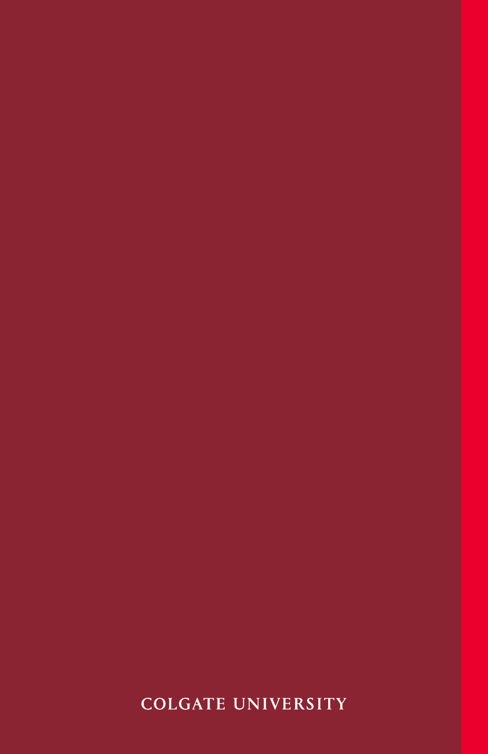COLGATE UNIVERSITY